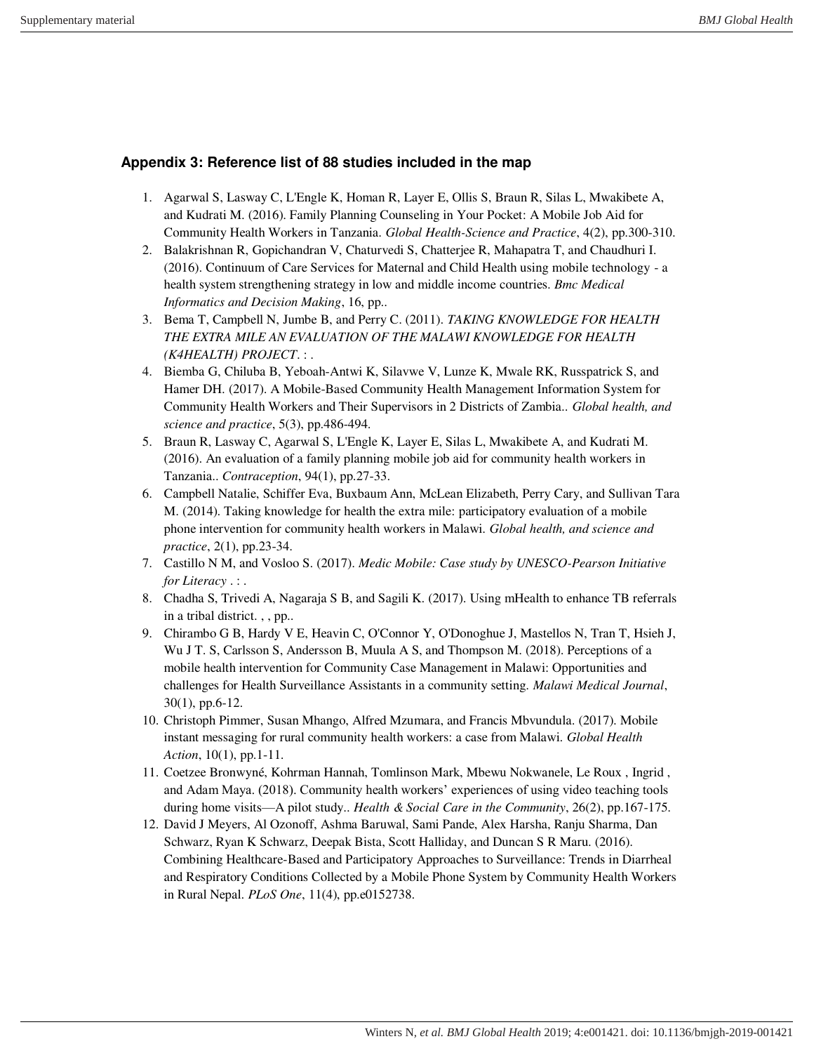## Appendix 3: Reference list of 88 studies included in the map

1. Agarwal S, Lasway C, L'Engle K, Homan R, Layer E, Ollis S, Braun R, Silas L, Mwakibete A, and Kudrati M. (2016). Family Planning Counseling in Your Pocket: A Mobile Job Aid for Community Health Workers in Tanzania. *Global Health-Science and Practice*, 4(2), pp.300-310.
2. Balakrishnan R, Gopichandran V, Chaturvedi S, Chatterjee R, Mahapatra T, and Chaudhuri I. (2016). Continuum of Care Services for Maternal and Child Health using mobile technology - a health system strengthening strategy in low and middle income countries. *Bmc Medical Informatics and Decision Making*, 16, pp..
3. Bema T, Campbell N, Jumbe B, and Perry C. (2011). *TAKING KNOWLEDGE FOR HEALTH THE EXTRA MILE AN EVALUATION OF THE MALAWI KNOWLEDGE FOR HEALTH (K4HEALTH) PROJECT*. : .
4. Biemba G, Chiluba B, Yeboah-Antwi K, Silavwe V, Lunze K, Mwale RK, Russpatrick S, and Hamer DH. (2017). A Mobile-Based Community Health Management Information System for Community Health Workers and Their Supervisors in 2 Districts of Zambia.. *Global health, and science and practice*, 5(3), pp.486-494.
5. Braun R, Lasway C, Agarwal S, L'Engle K, Layer E, Silas L, Mwakibete A, and Kudrati M. (2016). An evaluation of a family planning mobile job aid for community health workers in Tanzania.. *Contraception*, 94(1), pp.27-33.
6. Campbell Natalie, Schiffer Eva, Buxbaum Ann, McLean Elizabeth, Perry Cary, and Sullivan Tara M. (2014). Taking knowledge for health the extra mile: participatory evaluation of a mobile phone intervention for community health workers in Malawi. *Global health, and science and practice*, 2(1), pp.23-34.
7. Castillo N M, and Vosloo S. (2017). *Medic Mobile: Case study by UNESCO-Pearson Initiative for Literacy* . : .
8. Chadha S, Trivedi A, Nagaraja S B, and Sagili K. (2017). Using mHealth to enhance TB referrals in a tribal district. , , pp..
9. Chirambo G B, Hardy V E, Heavin C, O'Connor Y, O'Donoghue J, Mastellos N, Tran T, Hsieh J, Wu J T. S, Carlsson S, Andersson B, Muula A S, and Thompson M. (2018). Perceptions of a mobile health intervention for Community Case Management in Malawi: Opportunities and challenges for Health Surveillance Assistants in a community setting. *Malawi Medical Journal*, 30(1), pp.6-12.
10. Christoph Pimmer, Susan Mhango, Alfred Mzumara, and Francis Mbvundula. (2017). Mobile instant messaging for rural community health workers: a case from Malawi. *Global Health Action*, 10(1), pp.1-11.
11. Coetzee Bronwyné, Kohrman Hannah, Tomlinson Mark, Mbewu Nokwanele, Le Roux , Ingrid , and Adam Maya. (2018). Community health workers' experiences of using video teaching tools during home visits—A pilot study.. *Health & Social Care in the Community*, 26(2), pp.167-175.
12. David J Meyers, Al Ozonoff, Ashma Baruwal, Sami Pande, Alex Harsha, Ranju Sharma, Dan Schwarz, Ryan K Schwarz, Deepak Bista, Scott Halliday, and Duncan S R Maru. (2016). Combining Healthcare-Based and Participatory Approaches to Surveillance: Trends in Diarrheal and Respiratory Conditions Collected by a Mobile Phone System by Community Health Workers in Rural Nepal. *PLoS One*, 11(4), pp.e0152738.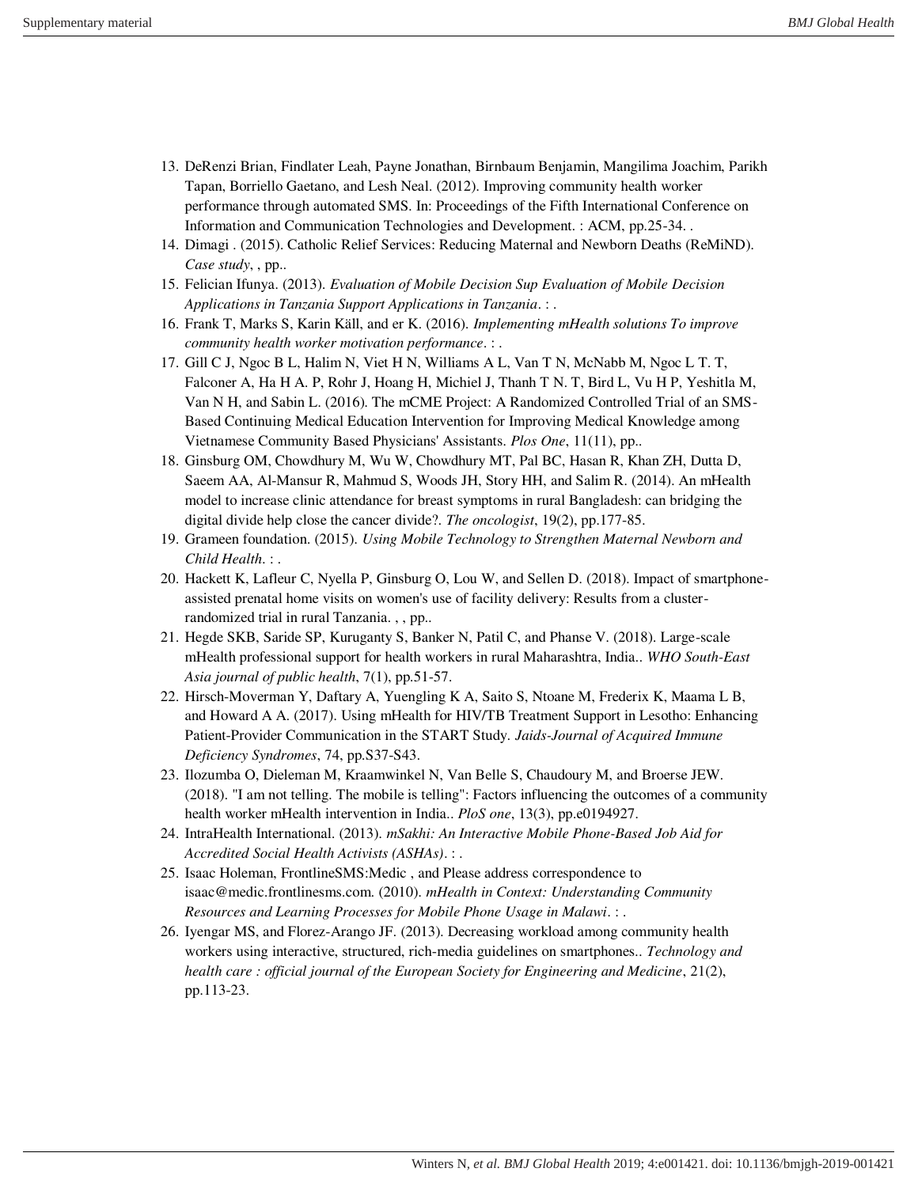13. DeRenzi Brian, Findlater Leah, Payne Jonathan, Birnbaum Benjamin, Mangilima Joachim, Parikh Tapan, Borriello Gaetano, and Lesh Neal. (2012). Improving community health worker performance through automated SMS. In: Proceedings of the Fifth International Conference on Information and Communication Technologies and Development. : ACM, pp.25-34. .
14. Dimagi . (2015). Catholic Relief Services: Reducing Maternal and Newborn Deaths (ReMiND). *Case study*, , pp..
15. Felician Ifunya. (2013). *Evaluation of Mobile Decision Sup Evaluation of Mobile Decision Applications in Tanzania Support Applications in Tanzania*. : .
16. Frank T, Marks S, Karin Käll, and er K. (2016). *Implementing mHealth solutions To improve community health worker motivation performance*. : .
17. Gill C J, Ngoc B L, Halim N, Viet H N, Williams A L, Van T N, McNabb M, Ngoc L T. T, Falconer A, Ha H A. P, Rohr J, Hoang H, Michiel J, Thanh T N. T, Bird L, Vu H P, Yeshitla M, Van N H, and Sabin L. (2016). The mCME Project: A Randomized Controlled Trial of an SMS-Based Continuing Medical Education Intervention for Improving Medical Knowledge among Vietnamese Community Based Physicians' Assistants. *Plos One*, 11(11), pp..
18. Ginsburg OM, Chowdhury M, Wu W, Chowdhury MT, Pal BC, Hasan R, Khan ZH, Dutta D, Saeem AA, Al-Mansur R, Mahmud S, Woods JH, Story HH, and Salim R. (2014). An mHealth model to increase clinic attendance for breast symptoms in rural Bangladesh: can bridging the digital divide help close the cancer divide?. *The oncologist*, 19(2), pp.177-85.
19. Grameen foundation. (2015). *Using Mobile Technology to Strengthen Maternal Newborn and Child Health*. : .
20. Hackett K, Lafleur C, Nyella P, Ginsburg O, Lou W, and Sellen D. (2018). Impact of smartphone-assisted prenatal home visits on women's use of facility delivery: Results from a cluster-randomized trial in rural Tanzania. , , pp..
21. Hegde SKB, Saride SP, Kuruganty S, Banker N, Patil C, and Phanse V. (2018). Large-scale mHealth professional support for health workers in rural Maharashtra, India.. *WHO South-East Asia journal of public health*, 7(1), pp.51-57.
22. Hirsch-Moverman Y, Daftary A, Yuengling K A, Saito S, Ntoane M, Frederix K, Maama L B, and Howard A A. (2017). Using mHealth for HIV/TB Treatment Support in Lesotho: Enhancing Patient-Provider Communication in the START Study. *Jaids-Journal of Acquired Immune Deficiency Syndromes*, 74, pp.S37-S43.
23. Ilozumba O, Dieleman M, Kraamwinkel N, Van Belle S, Chaudoury M, and Broerse JEW. (2018). "I am not telling. The mobile is telling": Factors influencing the outcomes of a community health worker mHealth intervention in India.. *PloS one*, 13(3), pp.e0194927.
24. IntraHealth International. (2013). *mSakhi: An Interactive Mobile Phone-Based Job Aid for Accredited Social Health Activists (ASHAs)*. : .
25. Isaac Holeman, FrontlineSMS:Medic , and Please address correspondence to isaac@medic.frontlinesms.com. (2010). *mHealth in Context: Understanding Community Resources and Learning Processes for Mobile Phone Usage in Malawi*. : .
26. Iyengar MS, and Florez-Arango JF. (2013). Decreasing workload among community health workers using interactive, structured, rich-media guidelines on smartphones.. *Technology and health care : official journal of the European Society for Engineering and Medicine*, 21(2), pp.113-23.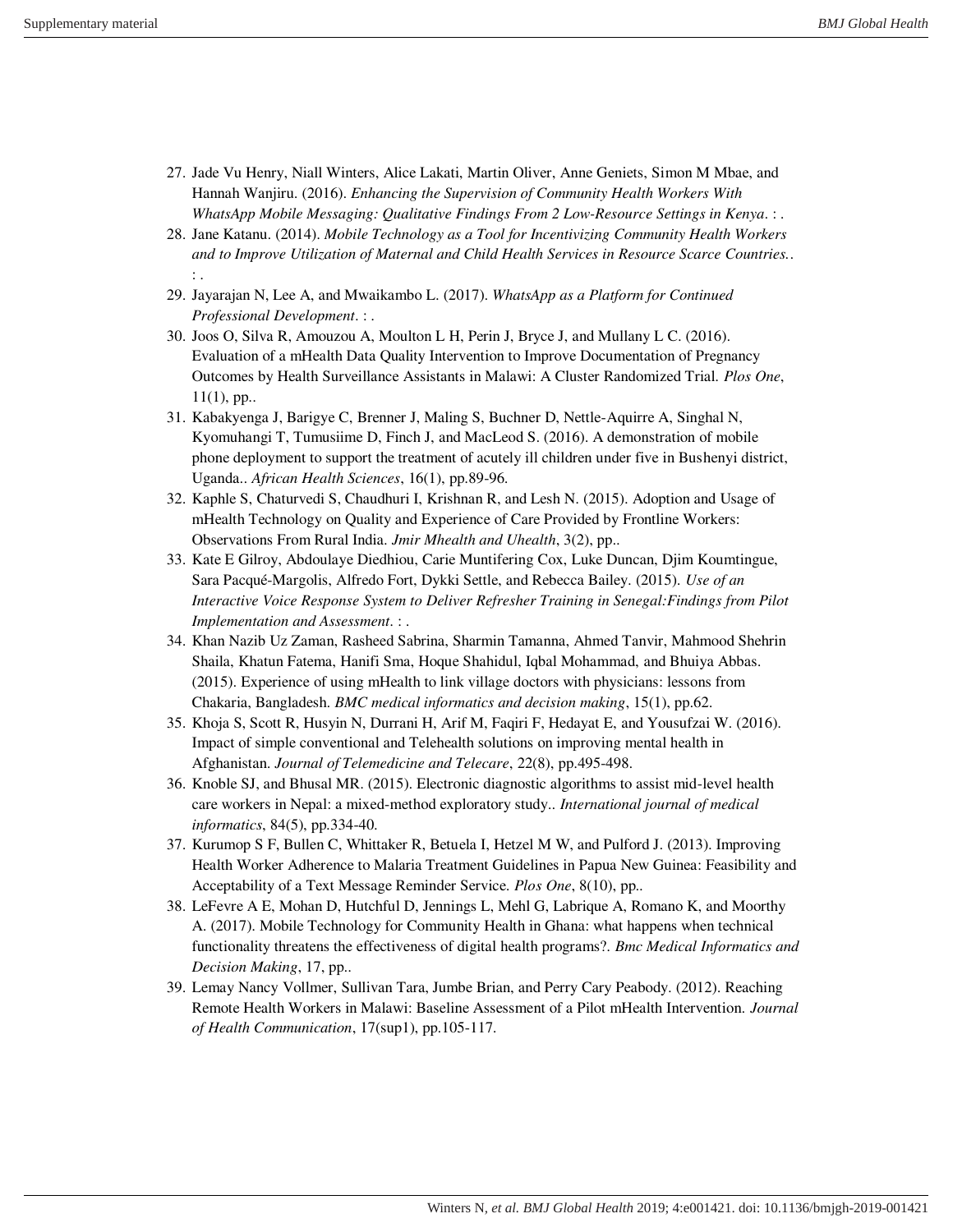27. Jade Vu Henry, Niall Winters, Alice Lakati, Martin Oliver, Anne Geniets, Simon M Mbae, and Hannah Wanjiru. (2016). *Enhancing the Supervision of Community Health Workers With WhatsApp Mobile Messaging: Qualitative Findings From 2 Low-Resource Settings in Kenya*. : .
28. Jane Katanu. (2014). *Mobile Technology as a Tool for Incentivizing Community Health Workers and to Improve Utilization of Maternal and Child Health Services in Resource Scarce Countries.*. : .
29. Jayarajan N, Lee A, and Mwaikambo L. (2017). *WhatsApp as a Platform for Continued Professional Development*. : .
30. Joos O, Silva R, Amouzou A, Moulton L H, Perin J, Bryce J, and Mullany L C. (2016). Evaluation of a mHealth Data Quality Intervention to Improve Documentation of Pregnancy Outcomes by Health Surveillance Assistants in Malawi: A Cluster Randomized Trial. *Plos One*, 11(1), pp..
31. Kabakyenga J, Barigye C, Brenner J, Maling S, Buchner D, Nettle-Aquirre A, Singhal N, Kyomuhangi T, Tumusiime D, Finch J, and MacLeod S. (2016). A demonstration of mobile phone deployment to support the treatment of acutely ill children under five in Bushenyi district, Uganda.. *African Health Sciences*, 16(1), pp.89-96.
32. Kaphle S, Chaturvedi S, Chaudhuri I, Krishnan R, and Lesh N. (2015). Adoption and Usage of mHealth Technology on Quality and Experience of Care Provided by Frontline Workers: Observations From Rural India. *Jmir Mhealth and Uhealth*, 3(2), pp..
33. Kate E Gilroy, Abdoulaye Diedhiou, Carie Muntifering Cox, Luke Duncan, Djim Koumtingue, Sara Pacqué-Margolis, Alfredo Fort, Dykki Settle, and Rebecca Bailey. (2015). *Use of an Interactive Voice Response System to Deliver Refresher Training in Senegal:Findings from Pilot Implementation and Assessment*. : .
34. Khan Nazib Uz Zaman, Rasheed Sabrina, Sharmin Tamanna, Ahmed Tanvir, Mahmood Shehrin Shaila, Khatun Fatema, Hanifi Sma, Hoque Shahidul, Iqbal Mohammad, and Bhuiya Abbas. (2015). Experience of using mHealth to link village doctors with physicians: lessons from Chakaria, Bangladesh. *BMC medical informatics and decision making*, 15(1), pp.62.
35. Khoja S, Scott R, Husyin N, Durrani H, Arif M, Faqiri F, Hedayat E, and Yousufzai W. (2016). Impact of simple conventional and Telehealth solutions on improving mental health in Afghanistan. *Journal of Telemedicine and Telecare*, 22(8), pp.495-498.
36. Knoble SJ, and Bhusal MR. (2015). Electronic diagnostic algorithms to assist mid-level health care workers in Nepal: a mixed-method exploratory study.. *International journal of medical informatics*, 84(5), pp.334-40.
37. Kurumop S F, Bullen C, Whittaker R, Betuela I, Hetzel M W, and Pulford J. (2013). Improving Health Worker Adherence to Malaria Treatment Guidelines in Papua New Guinea: Feasibility and Acceptability of a Text Message Reminder Service. *Plos One*, 8(10), pp..
38. LeFevre A E, Mohan D, Hutchful D, Jennings L, Mehl G, Labrique A, Romano K, and Moorthy A. (2017). Mobile Technology for Community Health in Ghana: what happens when technical functionality threatens the effectiveness of digital health programs?. *Bmc Medical Informatics and Decision Making*, 17, pp..
39. Lemay Nancy Vollmer, Sullivan Tara, Jumbe Brian, and Perry Cary Peabody. (2012). Reaching Remote Health Workers in Malawi: Baseline Assessment of a Pilot mHealth Intervention. *Journal of Health Communication*, 17(sup1), pp.105-117.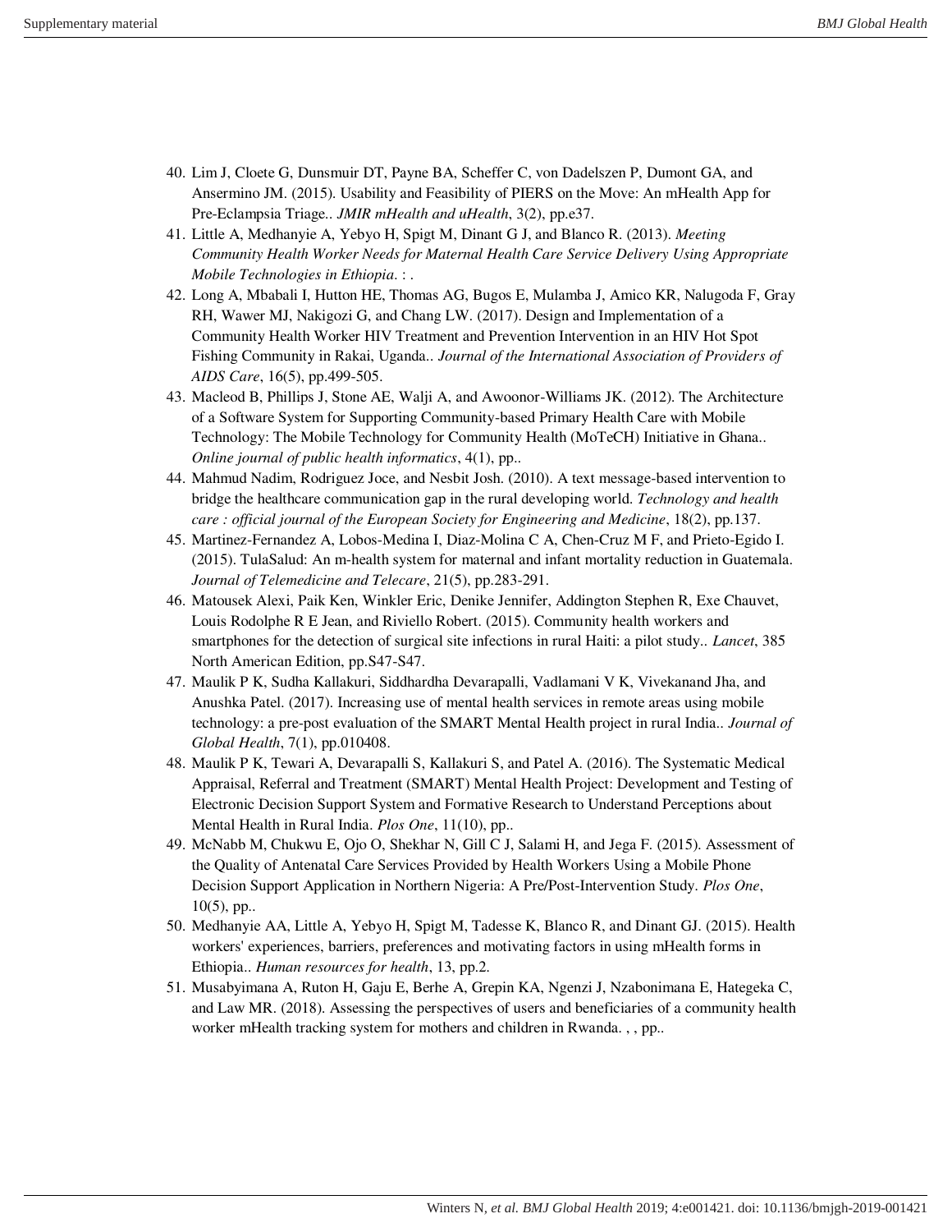40. Lim J, Cloete G, Dunsmuir DT, Payne BA, Scheffer C, von Dadelszen P, Dumont GA, and Ansermino JM. (2015). Usability and Feasibility of PIERS on the Move: An mHealth App for Pre-Eclampsia Triage.. *JMIR mHealth and uHealth*, 3(2), pp.e37.
41. Little A, Medhanyie A, Yebyo H, Spigt M, Dinant G J, and Blanco R. (2013). *Meeting Community Health Worker Needs for Maternal Health Care Service Delivery Using Appropriate Mobile Technologies in Ethiopia*. : .
42. Long A, Mbabali I, Hutton HE, Thomas AG, Bugos E, Mulamba J, Amico KR, Nalugoda F, Gray RH, Wawer MJ, Nakigozi G, and Chang LW. (2017). Design and Implementation of a Community Health Worker HIV Treatment and Prevention Intervention in an HIV Hot Spot Fishing Community in Rakai, Uganda.. *Journal of the International Association of Providers of AIDS Care*, 16(5), pp.499-505.
43. Macleod B, Phillips J, Stone AE, Walji A, and Awoonor-Williams JK. (2012). The Architecture of a Software System for Supporting Community-based Primary Health Care with Mobile Technology: The Mobile Technology for Community Health (MoTeCH) Initiative in Ghana.. *Online journal of public health informatics*, 4(1), pp..
44. Mahmud Nadim, Rodriguez Joce, and Nesbit Josh. (2010). A text message-based intervention to bridge the healthcare communication gap in the rural developing world. *Technology and health care : official journal of the European Society for Engineering and Medicine*, 18(2), pp.137.
45. Martinez-Fernandez A, Lobos-Medina I, Diaz-Molina C A, Chen-Cruz M F, and Prieto-Egido I. (2015). TulaSalud: An m-health system for maternal and infant mortality reduction in Guatemala. *Journal of Telemedicine and Telecare*, 21(5), pp.283-291.
46. Matousek Alexi, Paik Ken, Winkler Eric, Denike Jennifer, Addington Stephen R, Exe Chauvet, Louis Rodolphe R E Jean, and Riviello Robert. (2015). Community health workers and smartphones for the detection of surgical site infections in rural Haiti: a pilot study.. *Lancet*, 385 North American Edition, pp.S47-S47.
47. Maulik P K, Sudha Kallakuri, Siddhardha Devarapalli, Vadlamani V K, Vivekanand Jha, and Anushka Patel. (2017). Increasing use of mental health services in remote areas using mobile technology: a pre-post evaluation of the SMART Mental Health project in rural India.. *Journal of Global Health*, 7(1), pp.010408.
48. Maulik P K, Tewari A, Devarapalli S, Kallakuri S, and Patel A. (2016). The Systematic Medical Appraisal, Referral and Treatment (SMART) Mental Health Project: Development and Testing of Electronic Decision Support System and Formative Research to Understand Perceptions about Mental Health in Rural India. *Plos One*, 11(10), pp..
49. McNabb M, Chukwu E, Ojo O, Shekhar N, Gill C J, Salami H, and Jega F. (2015). Assessment of the Quality of Antenatal Care Services Provided by Health Workers Using a Mobile Phone Decision Support Application in Northern Nigeria: A Pre/Post-Intervention Study. *Plos One*, 10(5), pp..
50. Medhanyie AA, Little A, Yebyo H, Spigt M, Tadesse K, Blanco R, and Dinant GJ. (2015). Health workers' experiences, barriers, preferences and motivating factors in using mHealth forms in Ethiopia.. *Human resources for health*, 13, pp.2.
51. Musabyimana A, Ruton H, Gaju E, Berhe A, Grepin KA, Ngenzi J, Nzabonimana E, Hategeka C, and Law MR. (2018). Assessing the perspectives of users and beneficiaries of a community health worker mHealth tracking system for mothers and children in Rwanda. , , pp..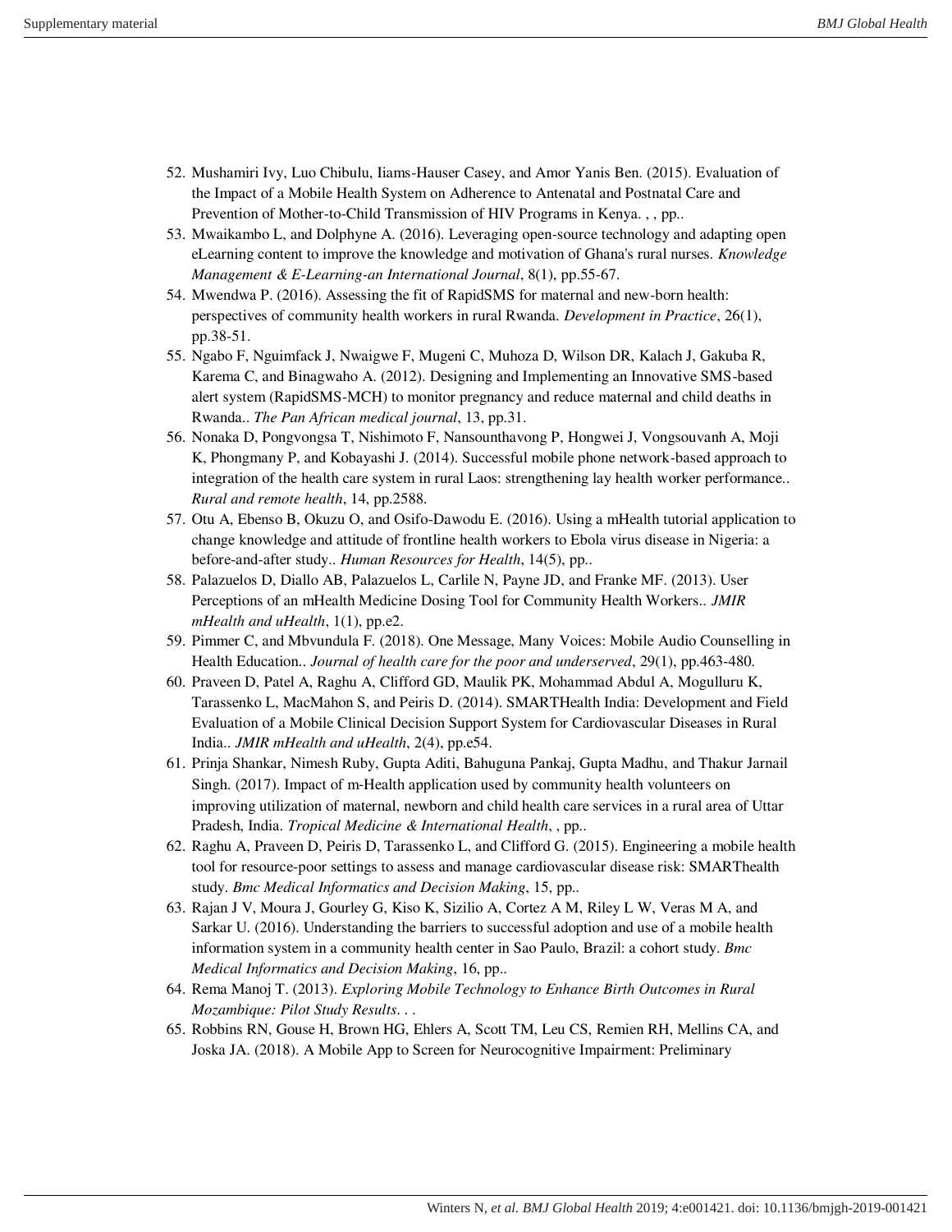52. Mushamiri Ivy, Luo Chibulu, Iiams-Hauser Casey, and Amor Yanis Ben. (2015). Evaluation of the Impact of a Mobile Health System on Adherence to Antenatal and Postnatal Care and Prevention of Mother-to-Child Transmission of HIV Programs in Kenya. , , pp..
53. Mwaikambo L, and Dolphyne A. (2016). Leveraging open-source technology and adapting open eLearning content to improve the knowledge and motivation of Ghana's rural nurses. *Knowledge Management & E-Learning-an International Journal*, 8(1), pp.55-67.
54. Mwendwa P. (2016). Assessing the fit of RapidSMS for maternal and new-born health: perspectives of community health workers in rural Rwanda. *Development in Practice*, 26(1), pp.38-51.
55. Ngabo F, Nguimfack J, Nwaigwe F, Mugeni C, Muhoza D, Wilson DR, Kalach J, Gakuba R, Karema C, and Binagwaho A. (2012). Designing and Implementing an Innovative SMS-based alert system (RapidSMS-MCH) to monitor pregnancy and reduce maternal and child deaths in Rwanda.. *The Pan African medical journal*, 13, pp.31.
56. Nonaka D, Pongvongsa T, Nishimoto F, Nansounthavong P, Hongwei J, Vongsouvanh A, Moji K, Phongmany P, and Kobayashi J. (2014). Successful mobile phone network-based approach to integration of the health care system in rural Laos: strengthening lay health worker performance.. *Rural and remote health*, 14, pp.2588.
57. Otu A, Ebenso B, Okuzu O, and Osifo-Dawodu E. (2016). Using a mHealth tutorial application to change knowledge and attitude of frontline health workers to Ebola virus disease in Nigeria: a before-and-after study.. *Human Resources for Health*, 14(5), pp..
58. Palazuelos D, Diallo AB, Palazuelos L, Carlile N, Payne JD, and Franke MF. (2013). User Perceptions of an mHealth Medicine Dosing Tool for Community Health Workers.. *JMIR mHealth and uHealth*, 1(1), pp.e2.
59. Pimmer C, and Mbvundula F. (2018). One Message, Many Voices: Mobile Audio Counselling in Health Education.. *Journal of health care for the poor and underserved*, 29(1), pp.463-480.
60. Praveen D, Patel A, Raghu A, Clifford GD, Maulik PK, Mohammad Abdul A, Mogulluru K, Tarassenko L, MacMahon S, and Peiris D. (2014). SMARTHealth India: Development and Field Evaluation of a Mobile Clinical Decision Support System for Cardiovascular Diseases in Rural India.. *JMIR mHealth and uHealth*, 2(4), pp.e54.
61. Prinja Shankar, Nimesh Ruby, Gupta Aditi, Bahuguna Pankaj, Gupta Madhu, and Thakur Jarnail Singh. (2017). Impact of m-Health application used by community health volunteers on improving utilization of maternal, newborn and child health care services in a rural area of Uttar Pradesh, India. *Tropical Medicine & International Health*, , pp..
62. Raghu A, Praveen D, Peiris D, Tarassenko L, and Clifford G. (2015). Engineering a mobile health tool for resource-poor settings to assess and manage cardiovascular disease risk: SMARThealth study. *Bmc Medical Informatics and Decision Making*, 15, pp..
63. Rajan J V, Moura J, Gourley G, Kiso K, Sizilio A, Cortez A M, Riley L W, Veras M A, and Sarkar U. (2016). Understanding the barriers to successful adoption and use of a mobile health information system in a community health center in Sao Paulo, Brazil: a cohort study. *Bmc Medical Informatics and Decision Making*, 16, pp..
64. Rema Manoj T. (2013). *Exploring Mobile Technology to Enhance Birth Outcomes in Rural Mozambique: Pilot Study Results*. . .
65. Robbins RN, Gouse H, Brown HG, Ehlers A, Scott TM, Leu CS, Remien RH, Mellins CA, and Joska JA. (2018). A Mobile App to Screen for Neurocognitive Impairment: Preliminary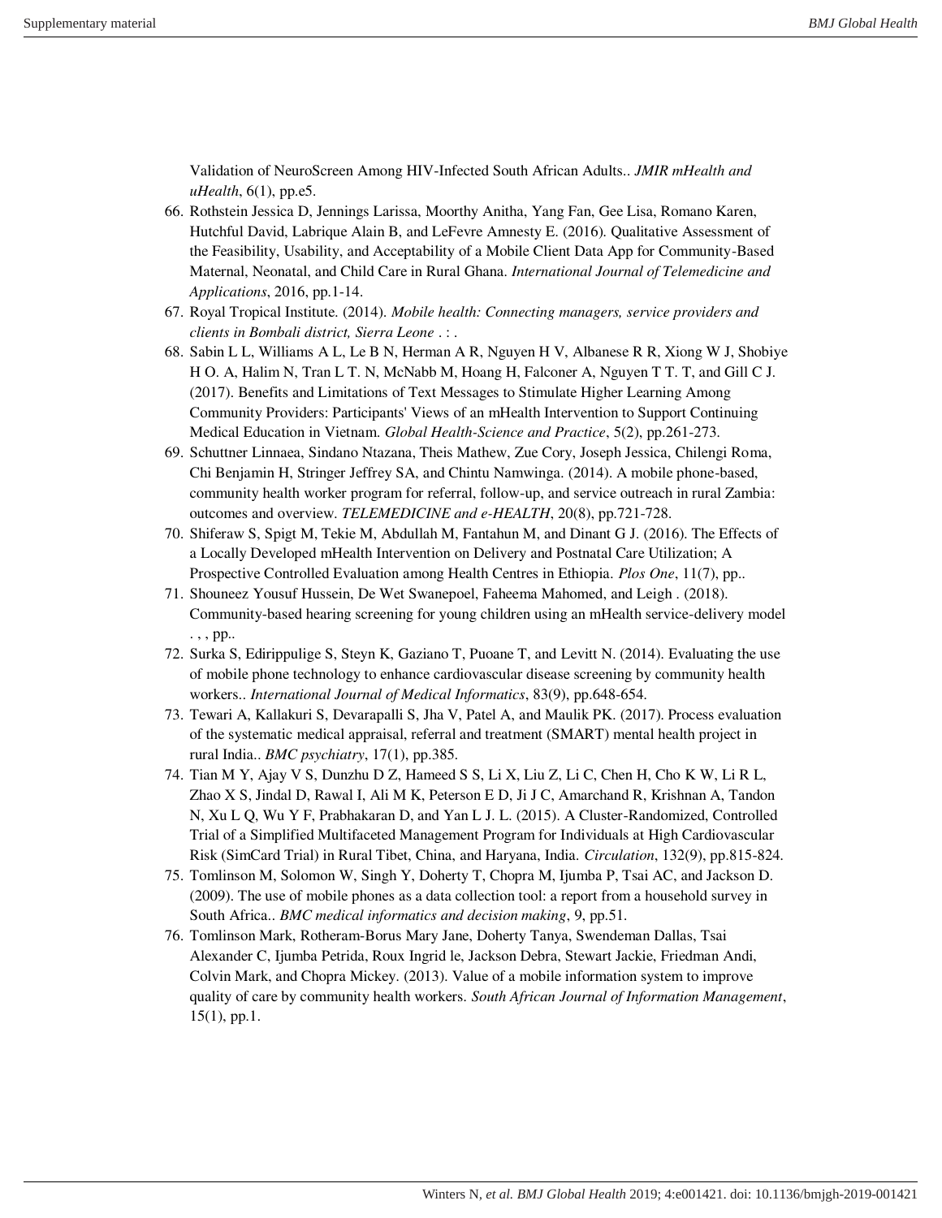Validation of NeuroScreen Among HIV-Infected South African Adults.. *JMIR mHealth and uHealth*, 6(1), pp.e5.

66. Rothstein Jessica D, Jennings Larissa, Moorthy Anitha, Yang Fan, Gee Lisa, Romano Karen, Hutchful David, Labrique Alain B, and LeFevre Amnesty E. (2016). Qualitative Assessment of the Feasibility, Usability, and Acceptability of a Mobile Client Data App for Community-Based Maternal, Neonatal, and Child Care in Rural Ghana. *International Journal of Telemedicine and Applications*, 2016, pp.1-14.
67. Royal Tropical Institute. (2014). *Mobile health: Connecting managers, service providers and clients in Bombali district, Sierra Leone* . : .
68. Sabin L L, Williams A L, Le B N, Herman A R, Nguyen H V, Albanese R R, Xiong W J, Shobiye H O. A, Halim N, Tran L T. N, McNabb M, Hoang H, Falconer A, Nguyen T T. T, and Gill C J. (2017). Benefits and Limitations of Text Messages to Stimulate Higher Learning Among Community Providers: Participants' Views of an mHealth Intervention to Support Continuing Medical Education in Vietnam. *Global Health-Science and Practice*, 5(2), pp.261-273.
69. Schuttner Linnaea, Sindano Ntazana, Theis Mathew, Zue Cory, Joseph Jessica, Chilengi Roma, Chi Benjamin H, Stringer Jeffrey SA, and Chintu Namwinga. (2014). A mobile phone-based, community health worker program for referral, follow-up, and service outreach in rural Zambia: outcomes and overview. *TELEMEDICINE and e-HEALTH*, 20(8), pp.721-728.
70. Shiferaw S, Spigt M, Tekie M, Abdullah M, Fantahun M, and Dinant G J. (2016). The Effects of a Locally Developed mHealth Intervention on Delivery and Postnatal Care Utilization; A Prospective Controlled Evaluation among Health Centres in Ethiopia. *Plos One*, 11(7), pp..
71. Shouneez Yousuf Hussein, De Wet Swanepoel, Faheema Mahomed, and Leigh . (2018). Community-based hearing screening for young children using an mHealth service-delivery model . , , pp..
72. Surka S, Edirippulige S, Steyn K, Gaziano T, Puoane T, and Levitt N. (2014). Evaluating the use of mobile phone technology to enhance cardiovascular disease screening by community health workers.. *International Journal of Medical Informatics*, 83(9), pp.648-654.
73. Tewari A, Kallakuri S, Devarapalli S, Jha V, Patel A, and Maulik PK. (2017). Process evaluation of the systematic medical appraisal, referral and treatment (SMART) mental health project in rural India.. *BMC psychiatry*, 17(1), pp.385.
74. Tian M Y, Ajay V S, Dunzhu D Z, Hameed S S, Li X, Liu Z, Li C, Chen H, Cho K W, Li R L, Zhao X S, Jindal D, Rawal I, Ali M K, Peterson E D, Ji J C, Amarchand R, Krishnan A, Tandon N, Xu L Q, Wu Y F, Prabhakaran D, and Yan L J. L. (2015). A Cluster-Randomized, Controlled Trial of a Simplified Multifaceted Management Program for Individuals at High Cardiovascular Risk (SimCard Trial) in Rural Tibet, China, and Haryana, India. *Circulation*, 132(9), pp.815-824.
75. Tomlinson M, Solomon W, Singh Y, Doherty T, Chopra M, Ijumba P, Tsai AC, and Jackson D. (2009). The use of mobile phones as a data collection tool: a report from a household survey in South Africa.. *BMC medical informatics and decision making*, 9, pp.51.
76. Tomlinson Mark, Rotheram-Borus Mary Jane, Doherty Tanya, Swendeman Dallas, Tsai Alexander C, Ijumba Petrida, Roux Ingrid le, Jackson Debra, Stewart Jackie, Friedman Andi, Colvin Mark, and Chopra Mickey. (2013). Value of a mobile information system to improve quality of care by community health workers. *South African Journal of Information Management*, 15(1), pp.1.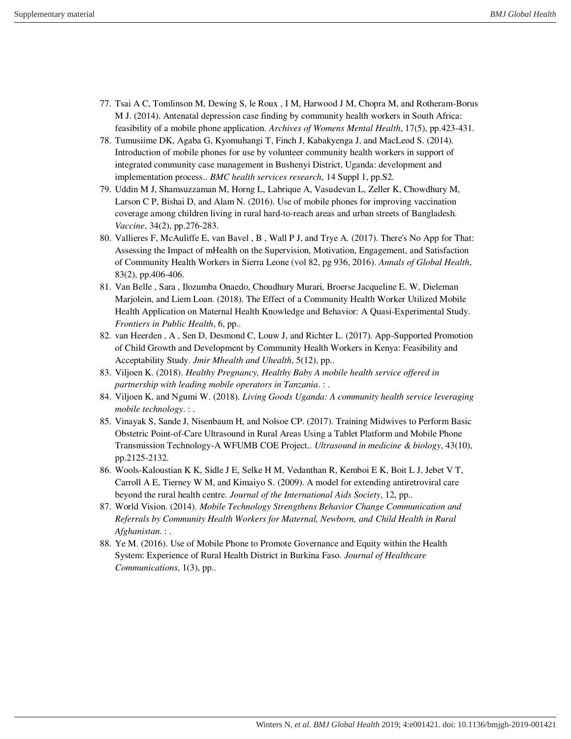77. Tsai A C, Tomlinson M, Dewing S, le Roux , I M, Harwood J M, Chopra M, and Rotheram-Borus M J. (2014). Antenatal depression case finding by community health workers in South Africa: feasibility of a mobile phone application. *Archives of Womens Mental Health*, 17(5), pp.423-431.
78. Tumusiime DK, Agaba G, Kyomuhangi T, Finch J, Kabakyenga J, and MacLeod S. (2014). Introduction of mobile phones for use by volunteer community health workers in support of integrated community case management in Bushenyi District, Uganda: development and implementation process.. *BMC health services research*, 14 Suppl 1, pp.S2.
79. Uddin M J, Shamsuzzaman M, Horng L, Labrique A, Vasudevan L, Zeller K, Chowdhury M, Larson C P, Bishai D, and Alam N. (2016). Use of mobile phones for improving vaccination coverage among children living in rural hard-to-reach areas and urban streets of Bangladesh. *Vaccine*, 34(2), pp.276-283.
80. Vallieres F, McAuliffe E, van Bavel , B , Wall P J, and Trye A. (2017). There's No App for That: Assessing the Impact of mHealth on the Supervision, Motivation, Engagement, and Satisfaction of Community Health Workers in Sierra Leone (vol 82, pg 936, 2016). *Annals of Global Health*, 83(2), pp.406-406.
81. Van Belle , Sara , Ilozumba Onaedo, Choudhury Murari, Broerse Jacqueline E. W, Dieleman Marjolein, and Liem Loan. (2018). The Effect of a Community Health Worker Utilized Mobile Health Application on Maternal Health Knowledge and Behavior: A Quasi-Experimental Study. *Frontiers in Public Health*, 6, pp..
82. van Heerden , A , Sen D, Desmond C, Louw J, and Richter L. (2017). App-Supported Promotion of Child Growth and Development by Community Health Workers in Kenya: Feasibility and Acceptability Study. *Jmir Mhealth and Uhealth*, 5(12), pp..
83. Viljoen K. (2018). *Healthy Pregnancy, Healthy Baby A mobile health service offered in partnership with leading mobile operators in Tanzania*. : .
84. Viljoen K, and Ngumi W. (2018). *Living Goods Uganda: A community health service leveraging mobile technology*. : .
85. Vinayak S, Sande J, Nisenbaum H, and Nolsoe CP. (2017). Training Midwives to Perform Basic Obstetric Point-of-Care Ultrasound in Rural Areas Using a Tablet Platform and Mobile Phone Transmission Technology-A WFUMB COE Project.. *Ultrasound in medicine & biology*, 43(10), pp.2125-2132.
86. Wools-Kaloustian K K, Sidle J E, Selke H M, Vedanthan R, Kemboi E K, Boit L J, Jebet V T, Carroll A E, Tierney W M, and Kimaiyo S. (2009). A model for extending antiretroviral care beyond the rural health centre. *Journal of the International Aids Society*, 12, pp..
87. World Vision. (2014). *Mobile Technology Strengthens Behavior Change Communication and Referrals by Community Health Workers for Maternal, Newborn, and Child Health in Rural Afghanistan*. : .
88. Ye M. (2016). Use of Mobile Phone to Promote Governance and Equity within the Health System: Experience of Rural Health District in Burkina Faso. *Journal of Healthcare Communications*, 1(3), pp..